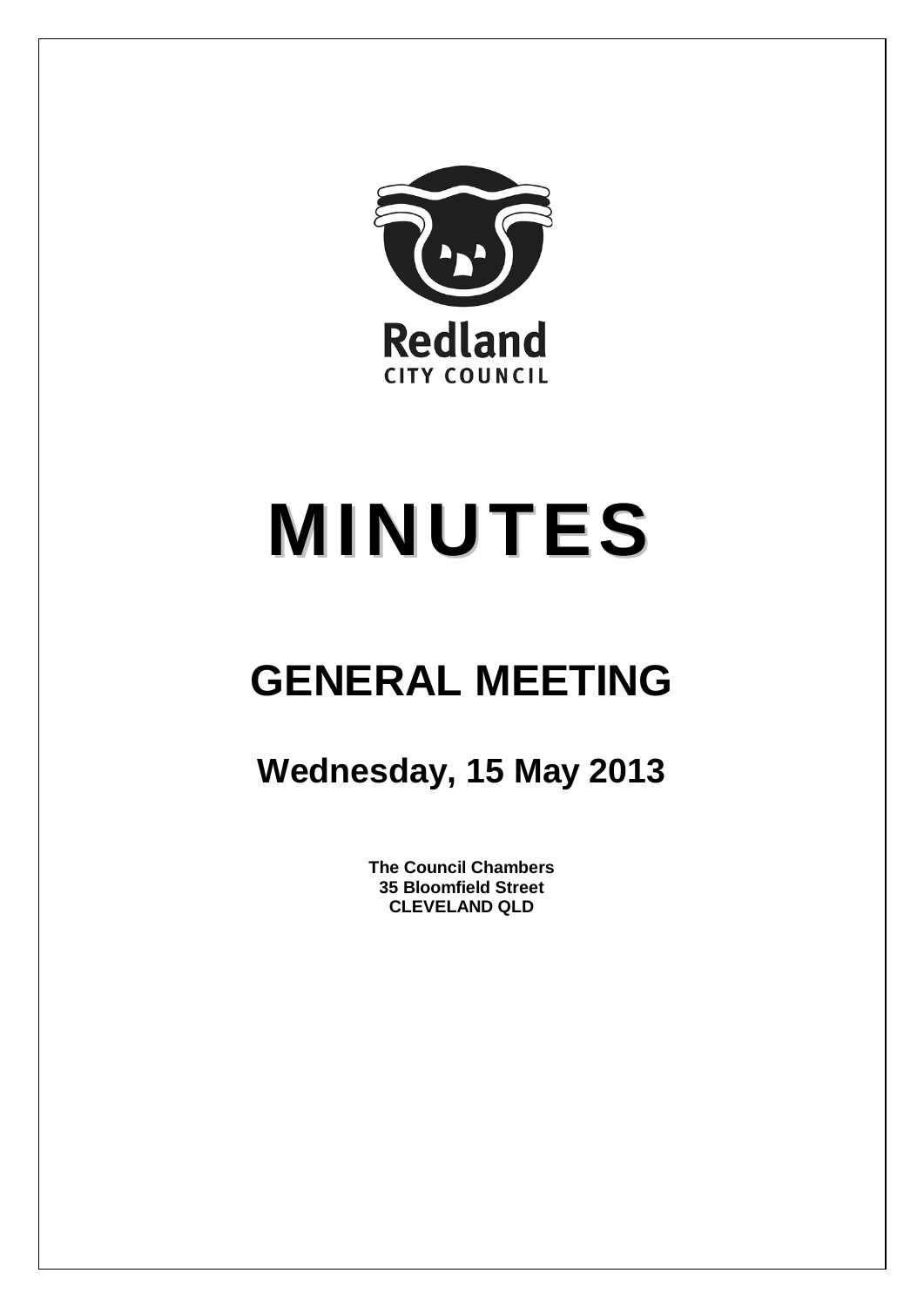Redland
CITY COUNCIL

# MINUTES

# GENERAL MEETING

## Wednesday, 15 May 2013

**The Council Chambers**
**35 Bloomfield Street**
**CLEVELAND QLD**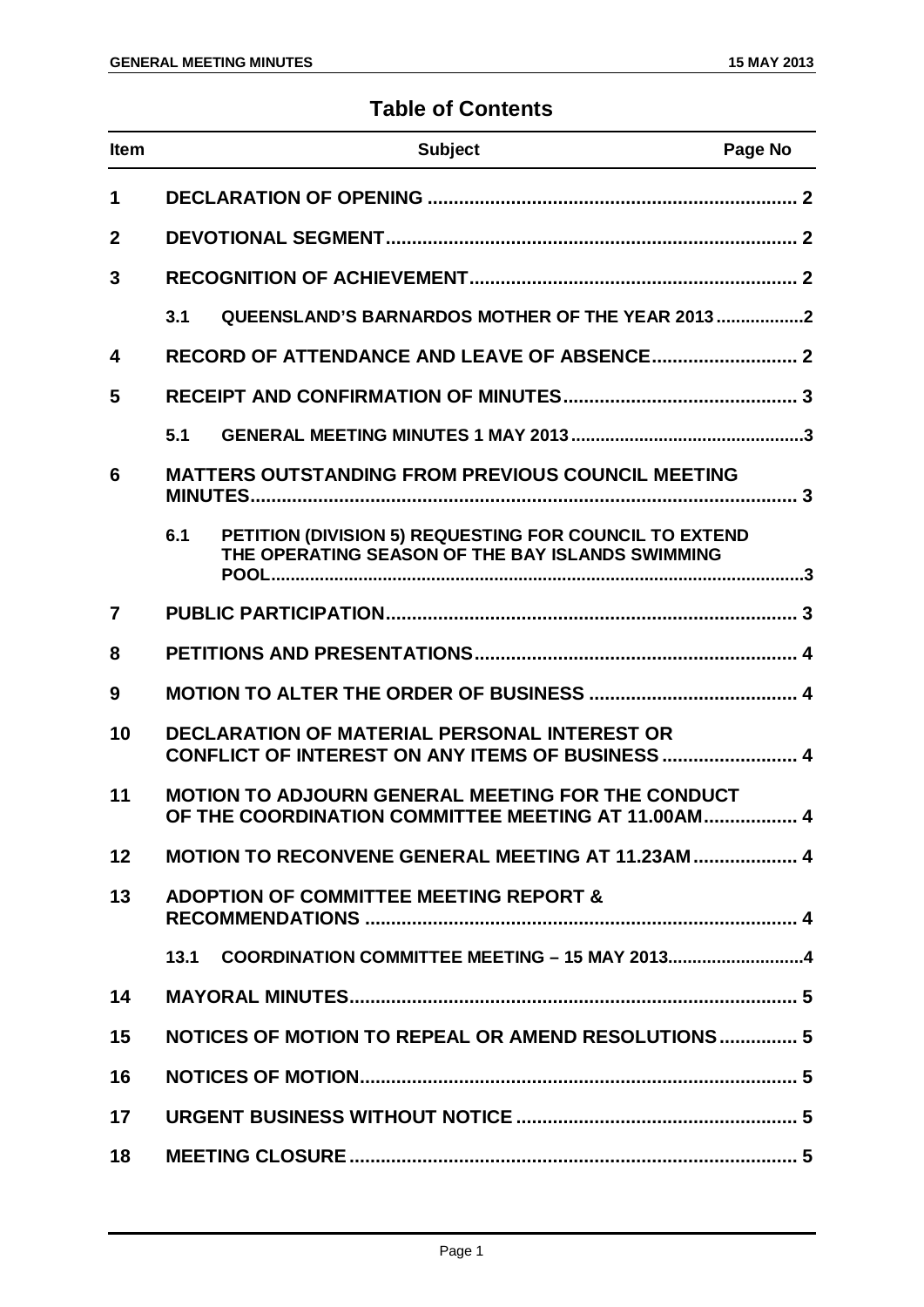# Table of Contents

| Item | Subject | Page No |
|---|---|---|
| 1 | DECLARATION OF OPENING | 2 |
| 2 | DEVOTIONAL SEGMENT | 2 |
| 3 | RECOGNITION OF ACHIEVEMENT | 2 |
| | 3.1 QUEENSLAND'S BARNARDOS MOTHER OF THE YEAR 2013 | 2 |
| 4 | RECORD OF ATTENDANCE AND LEAVE OF ABSENCE | 2 |
| 5 | RECEIPT AND CONFIRMATION OF MINUTES | 3 |
| | 5.1 GENERAL MEETING MINUTES 1 MAY 2013 | 3 |
| 6 | MATTERS OUTSTANDING FROM PREVIOUS COUNCIL MEETING MINUTES | 3 |
| | 6.1 PETITION (DIVISION 5) REQUESTING FOR COUNCIL TO EXTEND THE OPERATING SEASON OF THE BAY ISLANDS SWIMMING POOL | 3 |
| 7 | PUBLIC PARTICIPATION | 3 |
| 8 | PETITIONS AND PRESENTATIONS | 4 |
| 9 | MOTION TO ALTER THE ORDER OF BUSINESS | 4 |
| 10 | DECLARATION OF MATERIAL PERSONAL INTEREST OR CONFLICT OF INTEREST ON ANY ITEMS OF BUSINESS | 4 |
| 11 | MOTION TO ADJOURN GENERAL MEETING FOR THE CONDUCT OF THE COORDINATION COMMITTEE MEETING AT 11.00AM | 4 |
| 12 | MOTION TO RECONVENE GENERAL MEETING AT 11.23AM | 4 |
| 13 | ADOPTION OF COMMITTEE MEETING REPORT & RECOMMENDATIONS | 4 |
| | 13.1 COORDINATION COMMITTEE MEETING – 15 MAY 2013 | 4 |
| 14 | MAYORAL MINUTES | 5 |
| 15 | NOTICES OF MOTION TO REPEAL OR AMEND RESOLUTIONS | 5 |
| 16 | NOTICES OF MOTION | 5 |
| 17 | URGENT BUSINESS WITHOUT NOTICE | 5 |
| 18 | MEETING CLOSURE | 5 |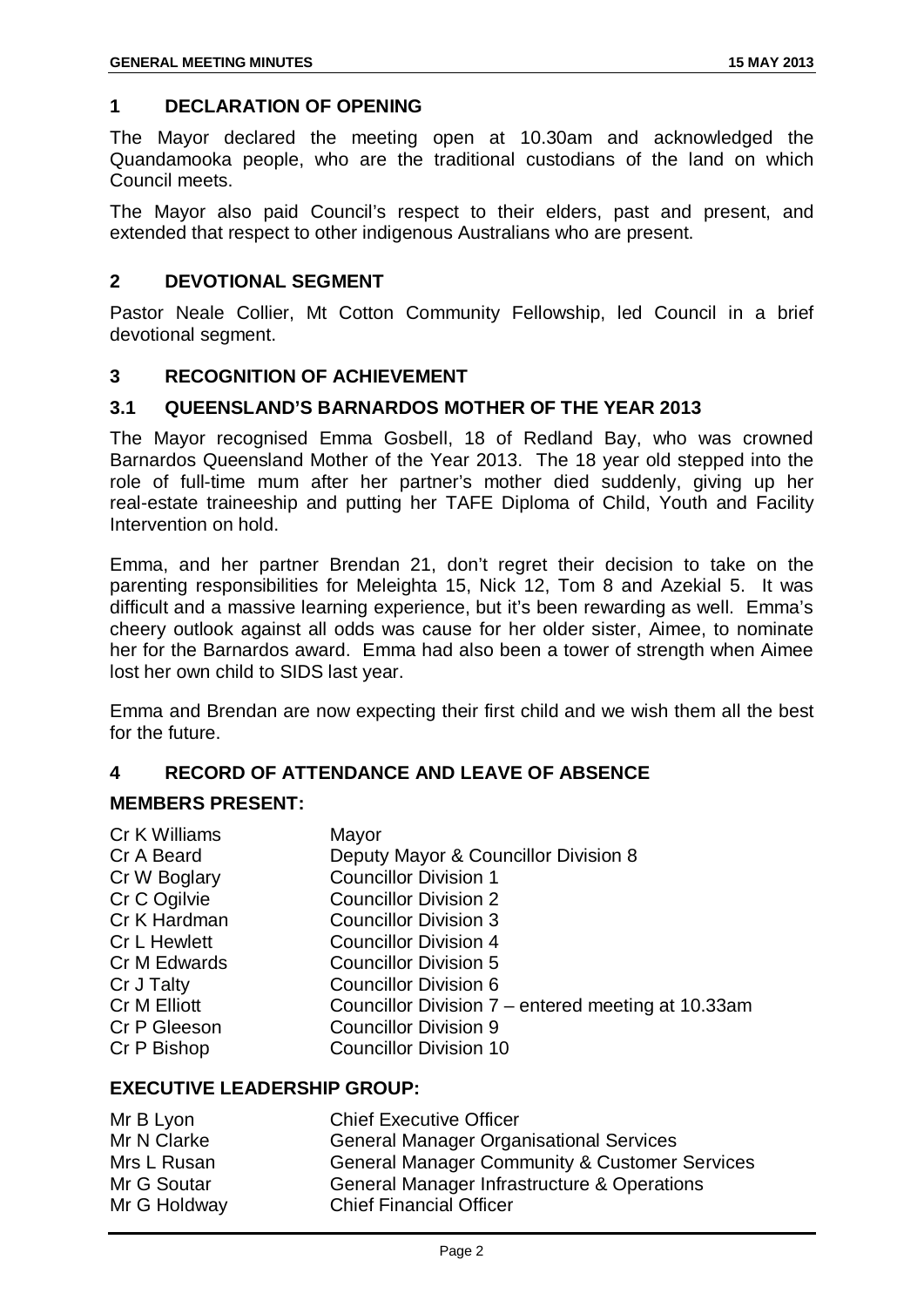## 1 DECLARATION OF OPENING

The Mayor declared the meeting open at 10.30am and acknowledged the Quandamooka people, who are the traditional custodians of the land on which Council meets.

The Mayor also paid Council's respect to their elders, past and present, and extended that respect to other indigenous Australians who are present.

## 2 DEVOTIONAL SEGMENT

Pastor Neale Collier, Mt Cotton Community Fellowship, led Council in a brief devotional segment.

## 3 RECOGNITION OF ACHIEVEMENT

### 3.1 QUEENSLAND'S BARNARDOS MOTHER OF THE YEAR 2013

The Mayor recognised Emma Gosbell, 18 of Redland Bay, who was crowned Barnardos Queensland Mother of the Year 2013. The 18 year old stepped into the role of full-time mum after her partner's mother died suddenly, giving up her real-estate traineeship and putting her TAFE Diploma of Child, Youth and Facility Intervention on hold.

Emma, and her partner Brendan 21, don't regret their decision to take on the parenting responsibilities for Meleighta 15, Nick 12, Tom 8 and Azekial 5. It was difficult and a massive learning experience, but it's been rewarding as well. Emma's cheery outlook against all odds was cause for her older sister, Aimee, to nominate her for the Barnardos award. Emma had also been a tower of strength when Aimee lost her own child to SIDS last year.

Emma and Brendan are now expecting their first child and we wish them all the best for the future.

## 4 RECORD OF ATTENDANCE AND LEAVE OF ABSENCE

**MEMBERS PRESENT:**

| | |
|---|---|
| Cr K Williams | Mayor |
| Cr A Beard | Deputy Mayor & Councillor Division 8 |
| Cr W Boglary | Councillor Division 1 |
| Cr C Ogilvie | Councillor Division 2 |
| Cr K Hardman | Councillor Division 3 |
| Cr L Hewlett | Councillor Division 4 |
| Cr M Edwards | Councillor Division 5 |
| Cr J Talty | Councillor Division 6 |
| Cr M Elliott | Councillor Division 7 – entered meeting at 10.33am |
| Cr P Gleeson | Councillor Division 9 |
| Cr P Bishop | Councillor Division 10 |

**EXECUTIVE LEADERSHIP GROUP:**

| | |
|---|---|
| Mr B Lyon | Chief Executive Officer |
| Mr N Clarke | General Manager Organisational Services |
| Mrs L Rusan | General Manager Community & Customer Services |
| Mr G Soutar | General Manager Infrastructure & Operations |
| Mr G Holdway | Chief Financial Officer |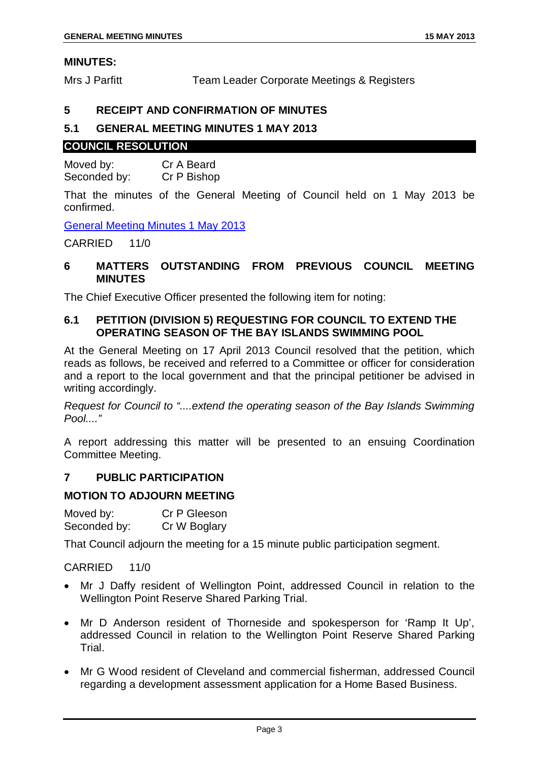**MINUTES:**

Mrs J Parfitt — Team Leader Corporate Meetings & Registers

## 5 RECEIPT AND CONFIRMATION OF MINUTES

### 5.1 GENERAL MEETING MINUTES 1 MAY 2013

**COUNCIL RESOLUTION**

Moved by: Cr A Beard
Seconded by: Cr P Bishop

That the minutes of the General Meeting of Council held on 1 May 2013 be confirmed.

General Meeting Minutes 1 May 2013

CARRIED 11/0

## 6 MATTERS OUTSTANDING FROM PREVIOUS COUNCIL MEETING MINUTES

The Chief Executive Officer presented the following item for noting:

### 6.1 PETITION (DIVISION 5) REQUESTING FOR COUNCIL TO EXTEND THE OPERATING SEASON OF THE BAY ISLANDS SWIMMING POOL

At the General Meeting on 17 April 2013 Council resolved that the petition, which reads as follows, be received and referred to a Committee or officer for consideration and a report to the local government and that the principal petitioner be advised in writing accordingly.

*Request for Council to "....extend the operating season of the Bay Islands Swimming Pool...."*

A report addressing this matter will be presented to an ensuing Coordination Committee Meeting.

## 7 PUBLIC PARTICIPATION

**MOTION TO ADJOURN MEETING**

Moved by: Cr P Gleeson
Seconded by: Cr W Boglary

That Council adjourn the meeting for a 15 minute public participation segment.

CARRIED 11/0

- Mr J Daffy resident of Wellington Point, addressed Council in relation to the Wellington Point Reserve Shared Parking Trial.
- Mr D Anderson resident of Thorneside and spokesperson for 'Ramp It Up', addressed Council in relation to the Wellington Point Reserve Shared Parking Trial.
- Mr G Wood resident of Cleveland and commercial fisherman, addressed Council regarding a development assessment application for a Home Based Business.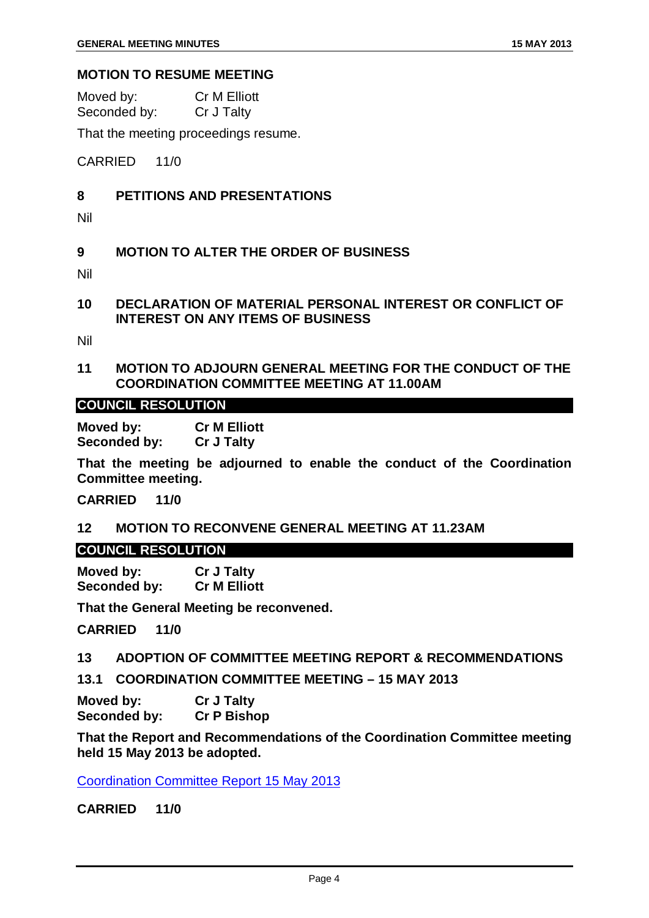## MOTION TO RESUME MEETING

Moved by: Cr M Elliott
Seconded by: Cr J Talty

That the meeting proceedings resume.

CARRIED 11/0

## 8 PETITIONS AND PRESENTATIONS

Nil

## 9 MOTION TO ALTER THE ORDER OF BUSINESS

Nil

## 10 DECLARATION OF MATERIAL PERSONAL INTEREST OR CONFLICT OF INTEREST ON ANY ITEMS OF BUSINESS

Nil

## 11 MOTION TO ADJOURN GENERAL MEETING FOR THE CONDUCT OF THE COORDINATION COMMITTEE MEETING AT 11.00AM

**COUNCIL RESOLUTION**

**Moved by: Cr M Elliott**
**Seconded by: Cr J Talty**

**That the meeting be adjourned to enable the conduct of the Coordination Committee meeting.**

**CARRIED 11/0**

## 12 MOTION TO RECONVENE GENERAL MEETING AT 11.23AM

**COUNCIL RESOLUTION**

**Moved by: Cr J Talty**
**Seconded by: Cr M Elliott**

**That the General Meeting be reconvened.**

**CARRIED 11/0**

## 13 ADOPTION OF COMMITTEE MEETING REPORT & RECOMMENDATIONS

### 13.1 COORDINATION COMMITTEE MEETING – 15 MAY 2013

**Moved by: Cr J Talty**
**Seconded by: Cr P Bishop**

**That the Report and Recommendations of the Coordination Committee meeting held 15 May 2013 be adopted.**

Coordination Committee Report 15 May 2013

**CARRIED 11/0**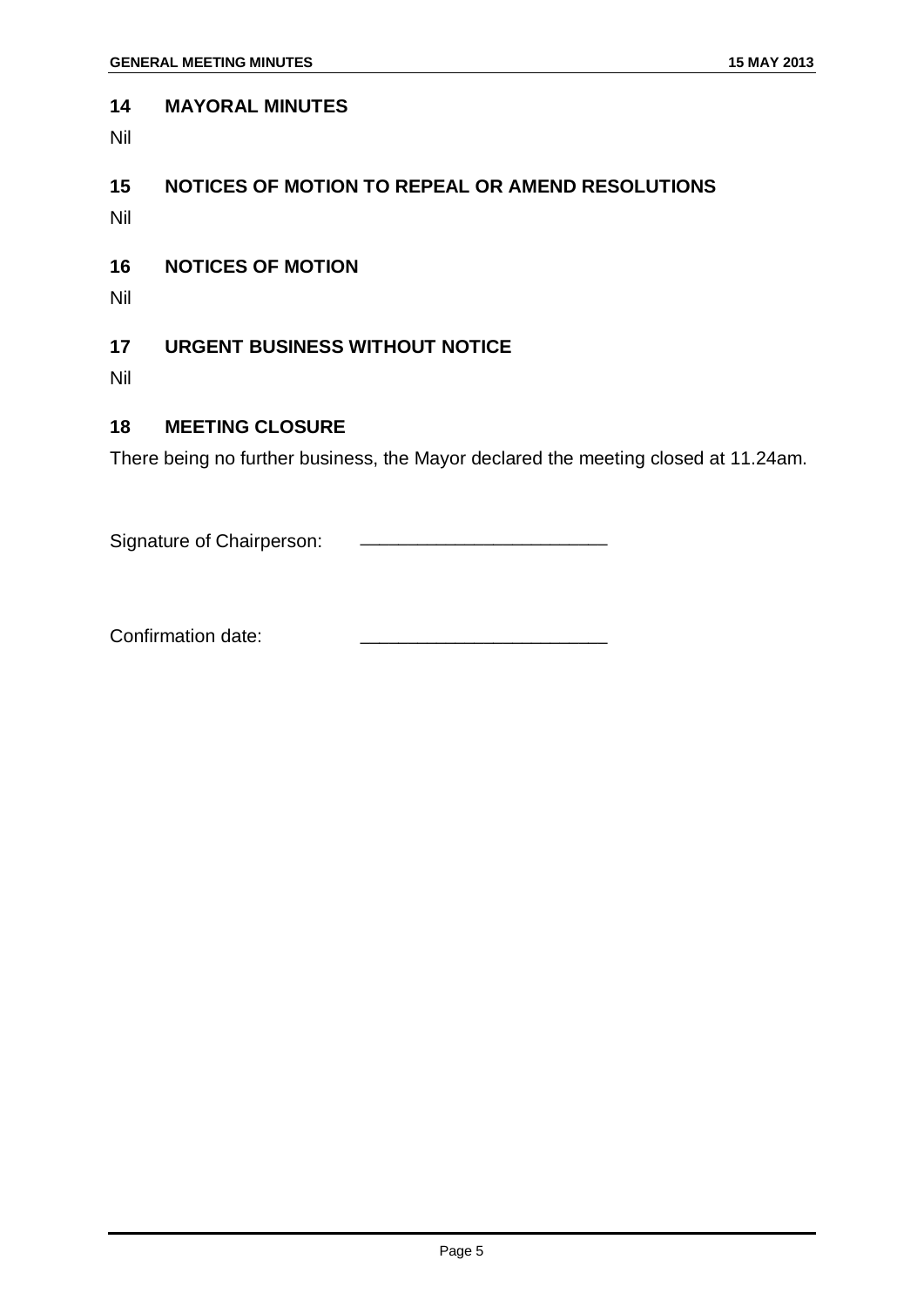## 14 MAYORAL MINUTES

Nil

## 15 NOTICES OF MOTION TO REPEAL OR AMEND RESOLUTIONS

Nil

## 16 NOTICES OF MOTION

Nil

## 17 URGENT BUSINESS WITHOUT NOTICE

Nil

## 18 MEETING CLOSURE

There being no further business, the Mayor declared the meeting closed at 11.24am.

Signature of Chairperson: ________________________

Confirmation date: ________________________